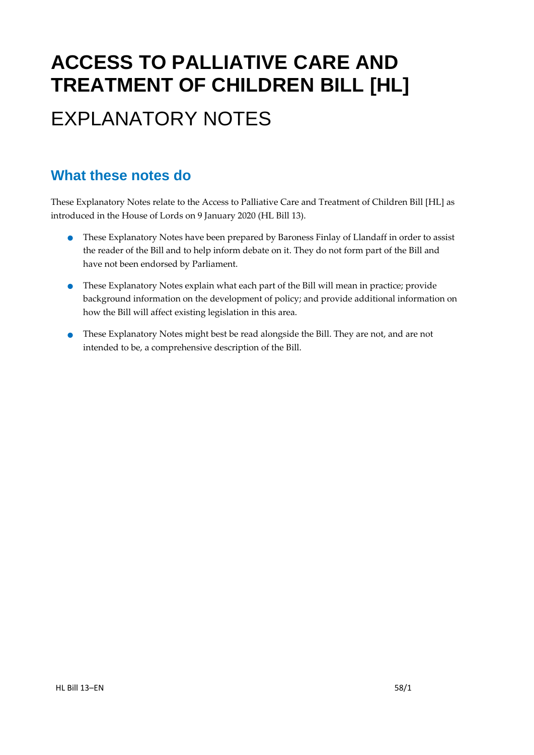# ACCESS TO PALLIATIVE CARE AND TREATMENT OF CHILDREN BILL [HL]

# EXPLANATORY NOTES

## What these notes do

These Explanatory Notes relate to the Access to Palliative Care and Treatment of Children Bill [HL] as introduced in the House of Lords on 9 January 2020 (HL Bill 13).

- These Explanatory Notes have been prepared by Baroness Finlay of Llandaff in order to assist the reader of the Bill and to help inform debate on it. They do not form part of the Bill and have not been endorsed by Parliament.
- These Explanatory Notes explain what each part of the Bill will mean in practice; provide background information on the development of policy; and provide additional information on how the Bill will affect existing legislation in this area.
- These Explanatory Notes might best be read alongside the Bill. They are not, and are not intended to be, a comprehensive description of the Bill.

HL Bill 13–EN 58/1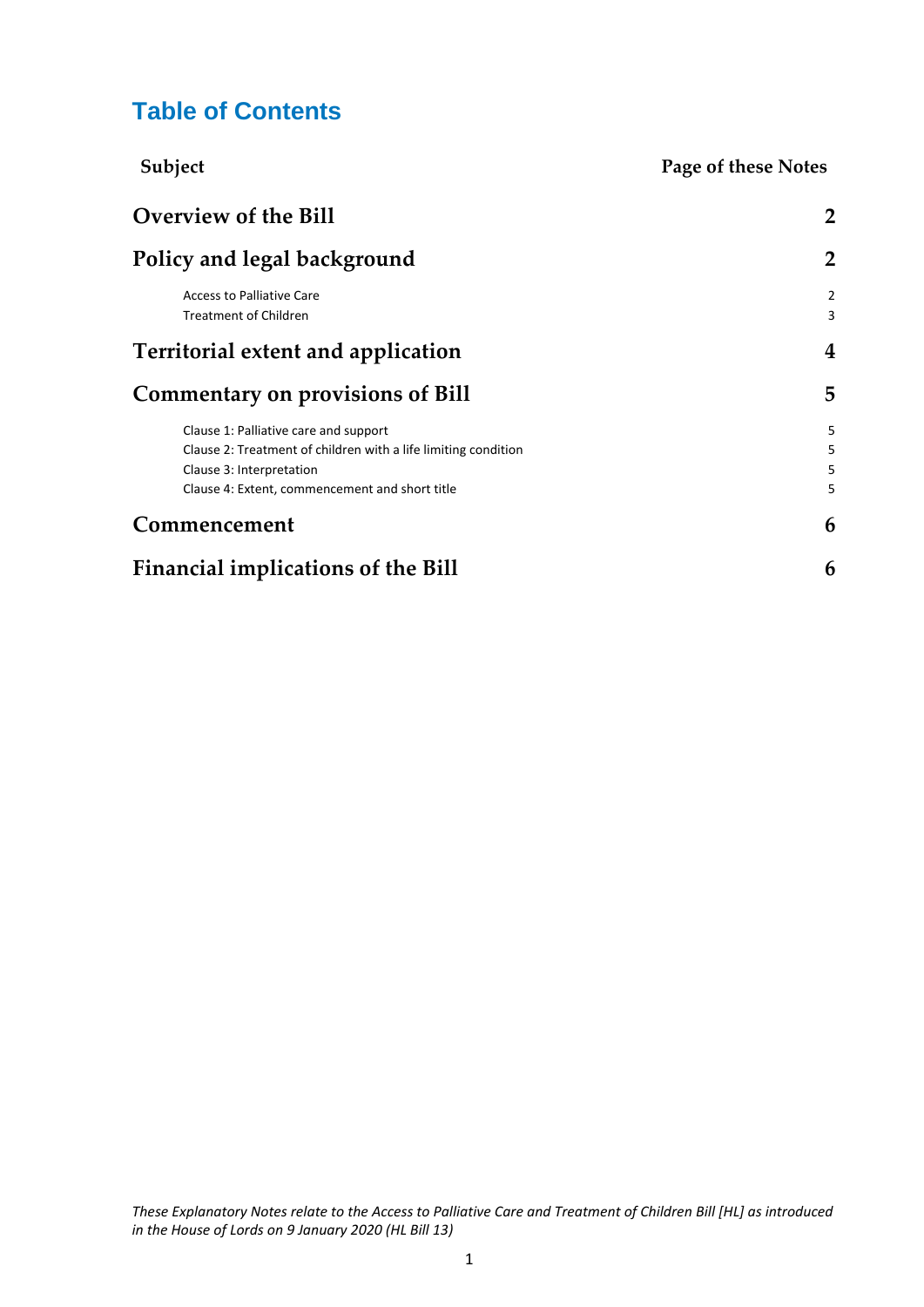# Table of Contents

| Subject | Page of these Notes |
|---|---|
| **Overview of the Bill** | **2** |
| **Policy and legal background** | **2** |
| Access to Palliative Care | 2 |
| Treatment of Children | 3 |
| **Territorial extent and application** | **4** |
| **Commentary on provisions of Bill** | **5** |
| Clause 1: Palliative care and support | 5 |
| Clause 2: Treatment of children with a life limiting condition | 5 |
| Clause 3: Interpretation | 5 |
| Clause 4: Extent, commencement and short title | 5 |
| **Commencement** | **6** |
| **Financial implications of the Bill** | **6** |

*These Explanatory Notes relate to the Access to Palliative Care and Treatment of Children Bill [HL] as introduced in the House of Lords on 9 January 2020 (HL Bill 13)*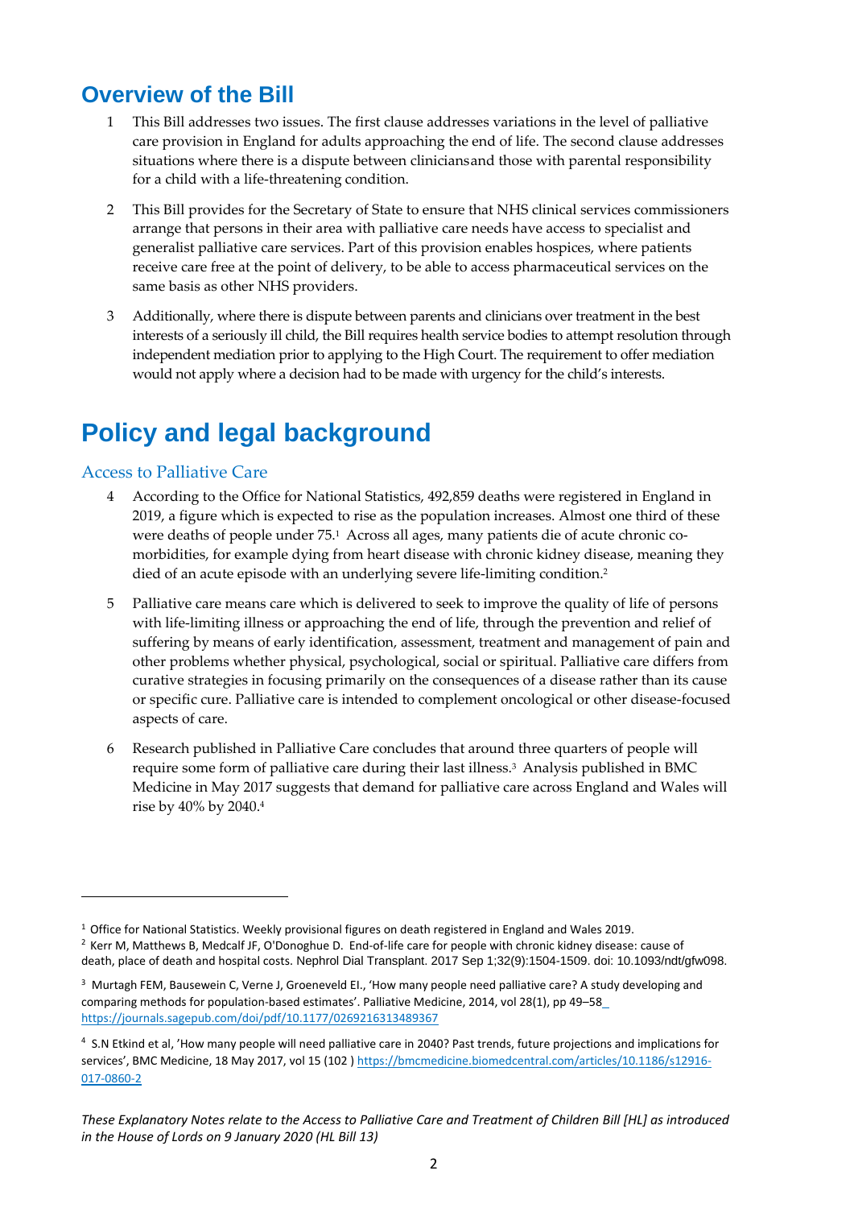## Overview of the Bill

1 This Bill addresses two issues. The first clause addresses variations in the level of palliative care provision in England for adults approaching the end of life. The second clause addresses situations where there is a dispute between clinicians and those with parental responsibility for a child with a life-threatening condition.

2 This Bill provides for the Secretary of State to ensure that NHS clinical services commissioners arrange that persons in their area with palliative care needs have access to specialist and generalist palliative care services. Part of this provision enables hospices, where patients receive care free at the point of delivery, to be able to access pharmaceutical services on the same basis as other NHS providers.

3 Additionally, where there is dispute between parents and clinicians over treatment in the best interests of a seriously ill child, the Bill requires health service bodies to attempt resolution through independent mediation prior to applying to the High Court. The requirement to offer mediation would not apply where a decision had to be made with urgency for the child's interests.

# Policy and legal background

### Access to Palliative Care

4 According to the Office for National Statistics, 492,859 deaths were registered in England in 2019, a figure which is expected to rise as the population increases. Almost one third of these were deaths of people under 75.[1] Across all ages, many patients die of acute chronic co-morbidities, for example dying from heart disease with chronic kidney disease, meaning they died of an acute episode with an underlying severe life-limiting condition.[2]

5 Palliative care means care which is delivered to seek to improve the quality of life of persons with life-limiting illness or approaching the end of life, through the prevention and relief of suffering by means of early identification, assessment, treatment and management of pain and other problems whether physical, psychological, social or spiritual. Palliative care differs from curative strategies in focusing primarily on the consequences of a disease rather than its cause or specific cure. Palliative care is intended to complement oncological or other disease-focused aspects of care.

6 Research published in Palliative Care concludes that around three quarters of people will require some form of palliative care during their last illness.[3] Analysis published in BMC Medicine in May 2017 suggests that demand for palliative care across England and Wales will rise by 40% by 2040.[4]

---

[1] Office for National Statistics. Weekly provisional figures on death registered in England and Wales 2019.

[2] Kerr M, Matthews B, Medcalf JF, O'Donoghue D. End-of-life care for people with chronic kidney disease: cause of death, place of death and hospital costs. Nephrol Dial Transplant. 2017 Sep 1;32(9):1504-1509. doi: 10.1093/ndt/gfw098.

[3] Murtagh FEM, Bausewein C, Verne J, Groeneveld EI., 'How many people need palliative care? A study developing and comparing methods for population-based estimates'. Palliative Medicine, 2014, vol 28(1), pp 49–58 https://journals.sagepub.com/doi/pdf/10.1177/0269216313489367

[4] S.N Etkind et al, 'How many people will need palliative care in 2040? Past trends, future projections and implications for services', BMC Medicine, 18 May 2017, vol 15 (102 ) https://bmcmedicine.biomedcentral.com/articles/10.1186/s12916-017-0860-2

*These Explanatory Notes relate to the Access to Palliative Care and Treatment of Children Bill [HL] as introduced in the House of Lords on 9 January 2020 (HL Bill 13)*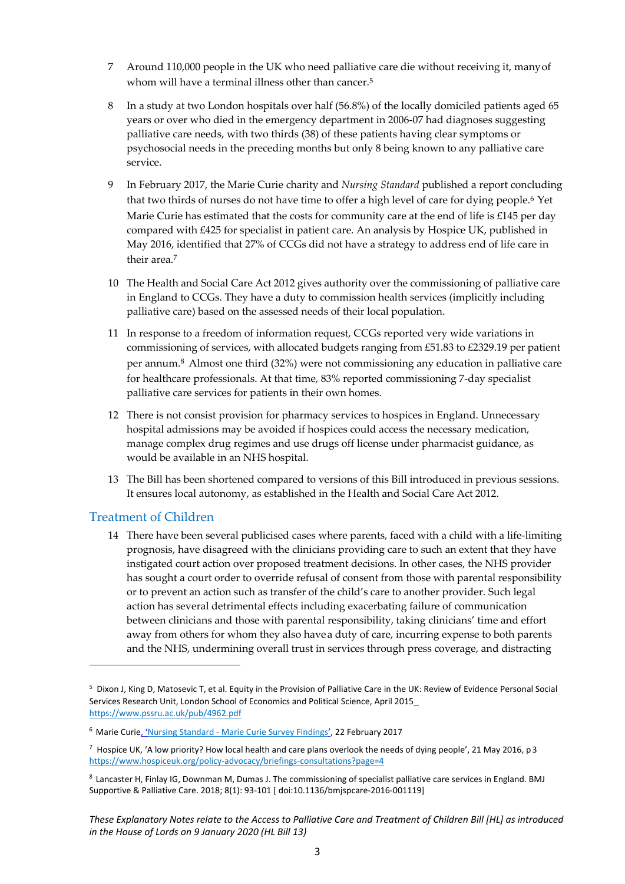7 Around 110,000 people in the UK who need palliative care die without receiving it, many of whom will have a terminal illness other than cancer.[5]

8 In a study at two London hospitals over half (56.8%) of the locally domiciled patients aged 65 years or over who died in the emergency department in 2006-07 had diagnoses suggesting palliative care needs, with two thirds (38) of these patients having clear symptoms or psychosocial needs in the preceding months but only 8 being known to any palliative care service.

9 In February 2017, the Marie Curie charity and *Nursing Standard* published a report concluding that two thirds of nurses do not have time to offer a high level of care for dying people.[6] Yet Marie Curie has estimated that the costs for community care at the end of life is £145 per day compared with £425 for specialist in patient care. An analysis by Hospice UK, published in May 2016, identified that 27% of CCGs did not have a strategy to address end of life care in their area.[7]

10 The Health and Social Care Act 2012 gives authority over the commissioning of palliative care in England to CCGs. They have a duty to commission health services (implicitly including palliative care) based on the assessed needs of their local population.

11 In response to a freedom of information request, CCGs reported very wide variations in commissioning of services, with allocated budgets ranging from £51.83 to £2329.19 per patient per annum.[8] Almost one third (32%) were not commissioning any education in palliative care for healthcare professionals. At that time, 83% reported commissioning 7-day specialist palliative care services for patients in their own homes.

12 There is not consist provision for pharmacy services to hospices in England. Unnecessary hospital admissions may be avoided if hospices could access the necessary medication, manage complex drug regimes and use drugs off license under pharmacist guidance, as would be available in an NHS hospital.

13 The Bill has been shortened compared to versions of this Bill introduced in previous sessions. It ensures local autonomy, as established in the Health and Social Care Act 2012.

## Treatment of Children

14 There have been several publicised cases where parents, faced with a child with a life-limiting prognosis, have disagreed with the clinicians providing care to such an extent that they have instigated court action over proposed treatment decisions. In other cases, the NHS provider has sought a court order to override refusal of consent from those with parental responsibility or to prevent an action such as transfer of the child's care to another provider. Such legal action has several detrimental effects including exacerbating failure of communication between clinicians and those with parental responsibility, taking clinicians' time and effort away from others for whom they also have a duty of care, incurring expense to both parents and the NHS, undermining overall trust in services through press coverage, and distracting

---

[5] Dixon J, King D, Matosevic T, et al. Equity in the Provision of Palliative Care in the UK: Review of Evidence Personal Social Services Research Unit, London School of Economics and Political Science, April 2015 https://www.pssru.ac.uk/pub/4962.pdf

[6] Marie Curie, 'Nursing Standard - Marie Curie Survey Findings', 22 February 2017

[7] Hospice UK, 'A low priority? How local health and care plans overlook the needs of dying people', 21 May 2016, p 3 https://www.hospiceuk.org/policy-advocacy/briefings-consultations?page=4

[8] Lancaster H, Finlay IG, Downman M, Dumas J. The commissioning of specialist palliative care services in England. BMJ Supportive & Palliative Care. 2018; 8(1): 93-101 [ doi:10.1136/bmjspcare-2016-001119]

*These Explanatory Notes relate to the Access to Palliative Care and Treatment of Children Bill [HL] as introduced in the House of Lords on 9 January 2020 (HL Bill 13)*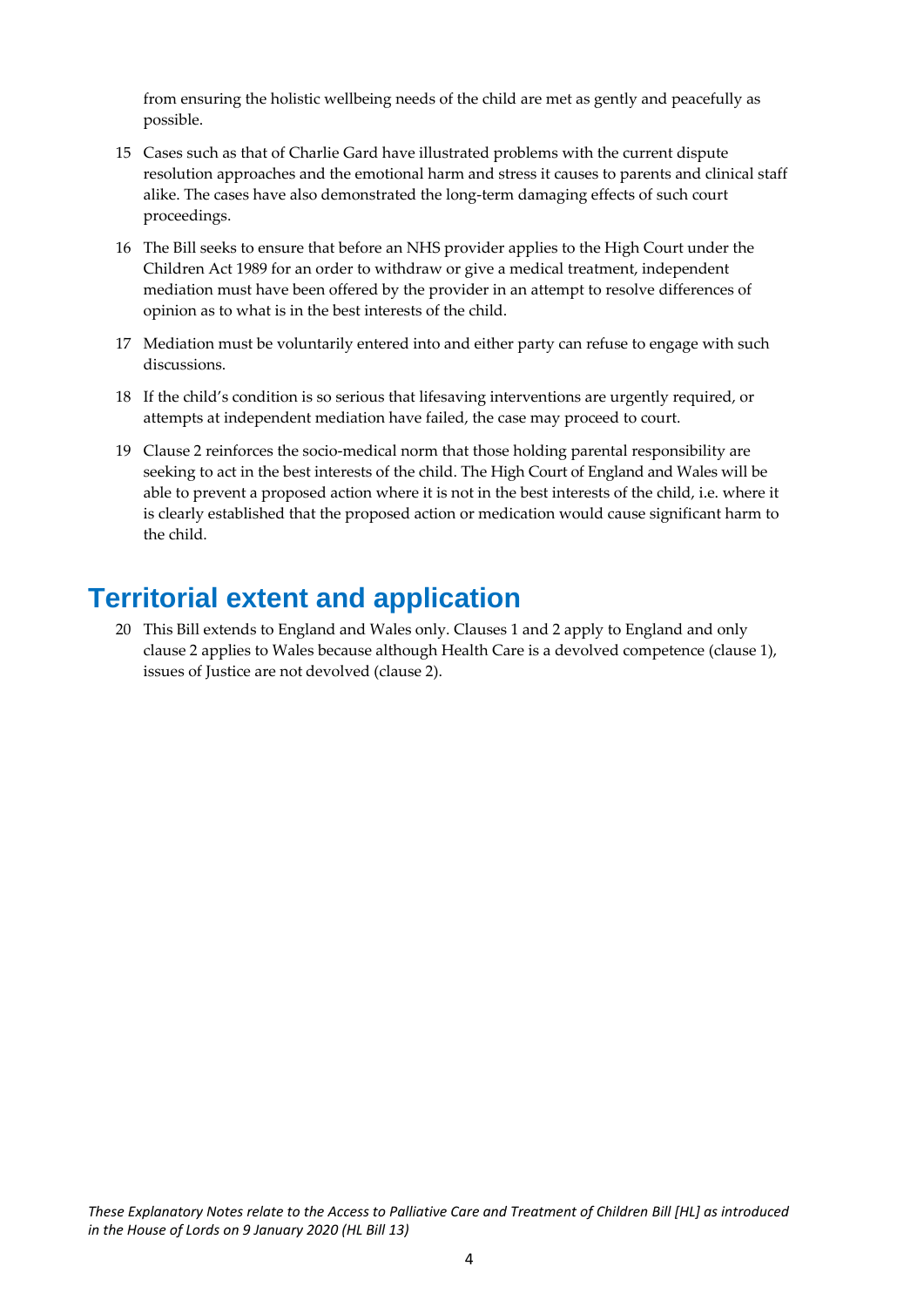from ensuring the holistic wellbeing needs of the child are met as gently and peacefully as possible.

15 Cases such as that of Charlie Gard have illustrated problems with the current dispute resolution approaches and the emotional harm and stress it causes to parents and clinical staff alike. The cases have also demonstrated the long-term damaging effects of such court proceedings.

16 The Bill seeks to ensure that before an NHS provider applies to the High Court under the Children Act 1989 for an order to withdraw or give a medical treatment, independent mediation must have been offered by the provider in an attempt to resolve differences of opinion as to what is in the best interests of the child.

17 Mediation must be voluntarily entered into and either party can refuse to engage with such discussions.

18 If the child's condition is so serious that lifesaving interventions are urgently required, or attempts at independent mediation have failed, the case may proceed to court.

19 Clause 2 reinforces the socio-medical norm that those holding parental responsibility are seeking to act in the best interests of the child. The High Court of England and Wales will be able to prevent a proposed action where it is not in the best interests of the child, i.e. where it is clearly established that the proposed action or medication would cause significant harm to the child.

## Territorial extent and application

20 This Bill extends to England and Wales only. Clauses 1 and 2 apply to England and only clause 2 applies to Wales because although Health Care is a devolved competence (clause 1), issues of Justice are not devolved (clause 2).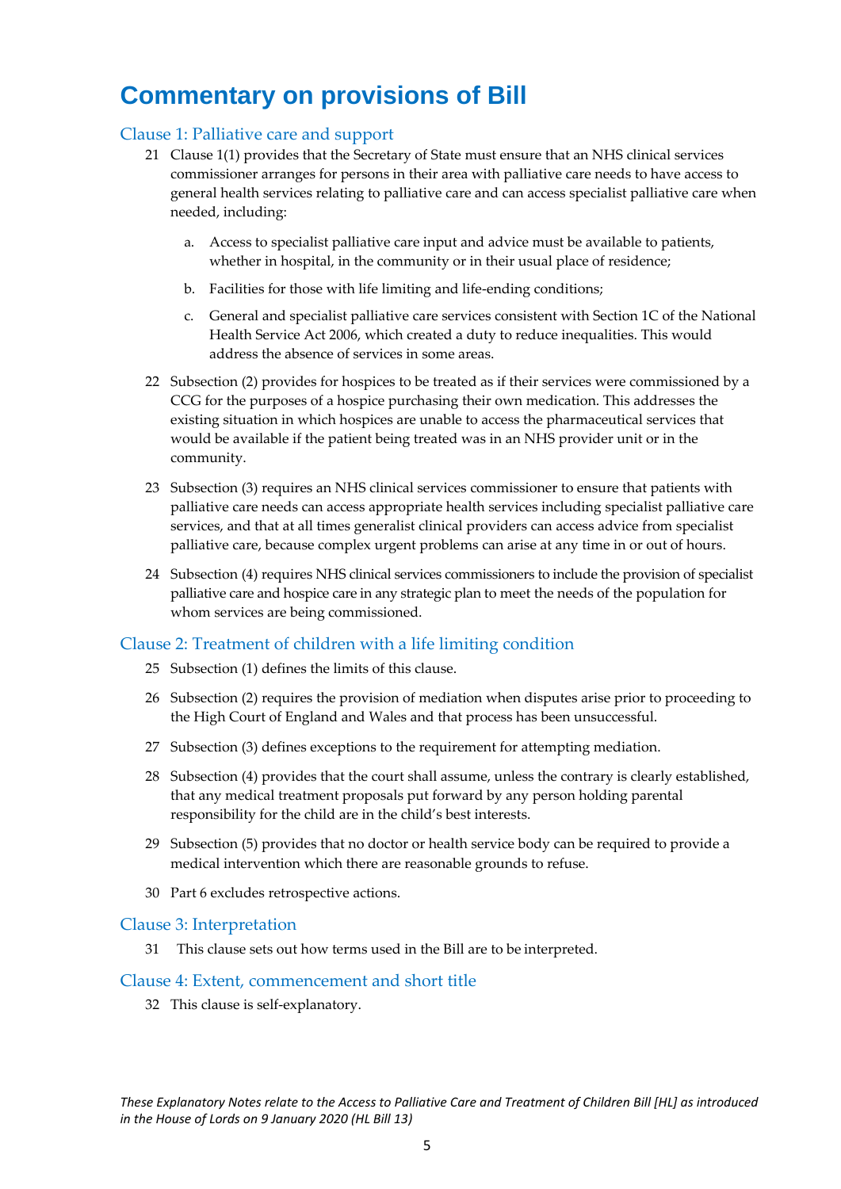# Commentary on provisions of Bill

## Clause 1: Palliative care and support

21 Clause 1(1) provides that the Secretary of State must ensure that an NHS clinical services commissioner arranges for persons in their area with palliative care needs to have access to general health services relating to palliative care and can access specialist palliative care when needed, including:

a. Access to specialist palliative care input and advice must be available to patients, whether in hospital, in the community or in their usual place of residence;

b. Facilities for those with life limiting and life-ending conditions;

c. General and specialist palliative care services consistent with Section 1C of the National Health Service Act 2006, which created a duty to reduce inequalities. This would address the absence of services in some areas.

22 Subsection (2) provides for hospices to be treated as if their services were commissioned by a CCG for the purposes of a hospice purchasing their own medication. This addresses the existing situation in which hospices are unable to access the pharmaceutical services that would be available if the patient being treated was in an NHS provider unit or in the community.

23 Subsection (3) requires an NHS clinical services commissioner to ensure that patients with palliative care needs can access appropriate health services including specialist palliative care services, and that at all times generalist clinical providers can access advice from specialist palliative care, because complex urgent problems can arise at any time in or out of hours.

24 Subsection (4) requires NHS clinical services commissioners to include the provision of specialist palliative care and hospice care in any strategic plan to meet the needs of the population for whom services are being commissioned.

## Clause 2: Treatment of children with a life limiting condition

25 Subsection (1) defines the limits of this clause.

26 Subsection (2) requires the provision of mediation when disputes arise prior to proceeding to the High Court of England and Wales and that process has been unsuccessful.

27 Subsection (3) defines exceptions to the requirement for attempting mediation.

28 Subsection (4) provides that the court shall assume, unless the contrary is clearly established, that any medical treatment proposals put forward by any person holding parental responsibility for the child are in the child's best interests.

29 Subsection (5) provides that no doctor or health service body can be required to provide a medical intervention which there are reasonable grounds to refuse.

30 Part 6 excludes retrospective actions.

## Clause 3: Interpretation

31 This clause sets out how terms used in the Bill are to be interpreted.

## Clause 4: Extent, commencement and short title

32 This clause is self-explanatory.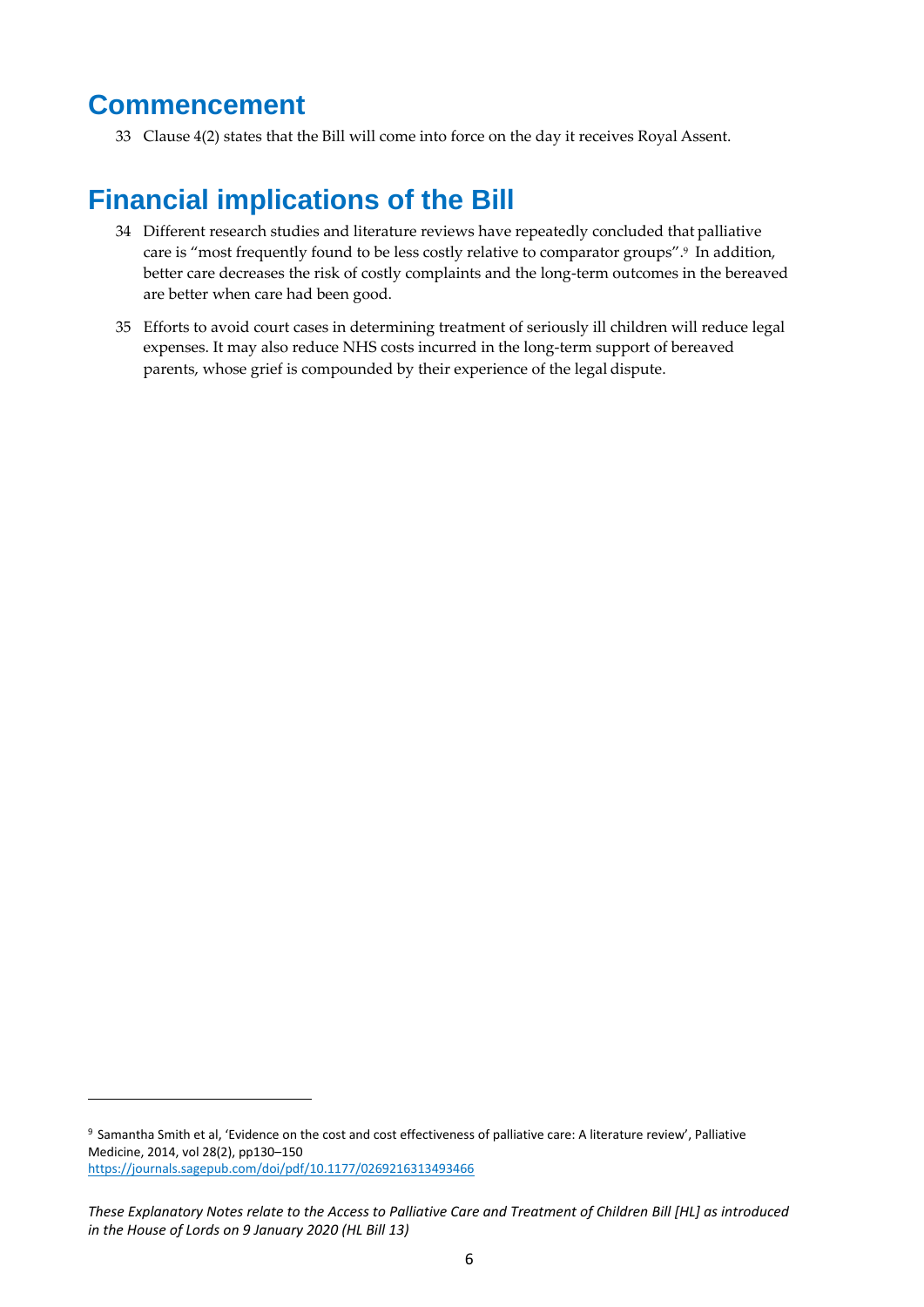## Commencement

33 Clause 4(2) states that the Bill will come into force on the day it receives Royal Assent.

## Financial implications of the Bill

34 Different research studies and literature reviews have repeatedly concluded that palliative care is "most frequently found to be less costly relative to comparator groups".[9] In addition, better care decreases the risk of costly complaints and the long-term outcomes in the bereaved are better when care had been good.

35 Efforts to avoid court cases in determining treatment of seriously ill children will reduce legal expenses. It may also reduce NHS costs incurred in the long-term support of bereaved parents, whose grief is compounded by their experience of the legal dispute.

---

[9] Samantha Smith et al, 'Evidence on the cost and cost effectiveness of palliative care: A literature review', Palliative Medicine, 2014, vol 28(2), pp130–150 https://journals.sagepub.com/doi/pdf/10.1177/0269216313493466

*These Explanatory Notes relate to the Access to Palliative Care and Treatment of Children Bill [HL] as introduced in the House of Lords on 9 January 2020 (HL Bill 13)*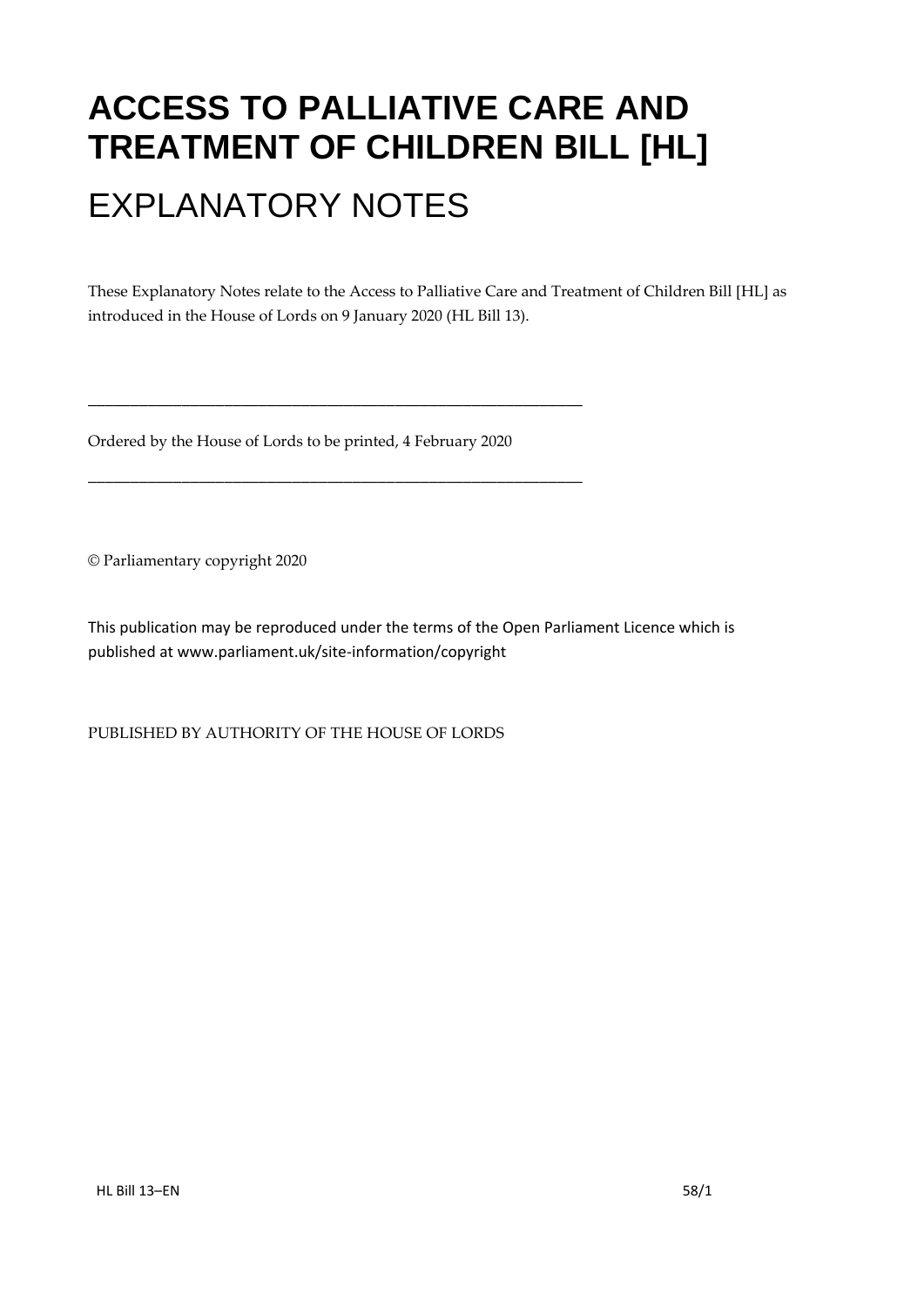# ACCESS TO PALLIATIVE CARE AND TREATMENT OF CHILDREN BILL [HL]

# EXPLANATORY NOTES

These Explanatory Notes relate to the Access to Palliative Care and Treatment of Children Bill [HL] as introduced in the House of Lords on 9 January 2020 (HL Bill 13).

---

Ordered by the House of Lords to be printed, 4 February 2020

---

© Parliamentary copyright 2020

This publication may be reproduced under the terms of the Open Parliament Licence which is published at www.parliament.uk/site-information/copyright

PUBLISHED BY AUTHORITY OF THE HOUSE OF LORDS

HL Bill 13–EN 58/1